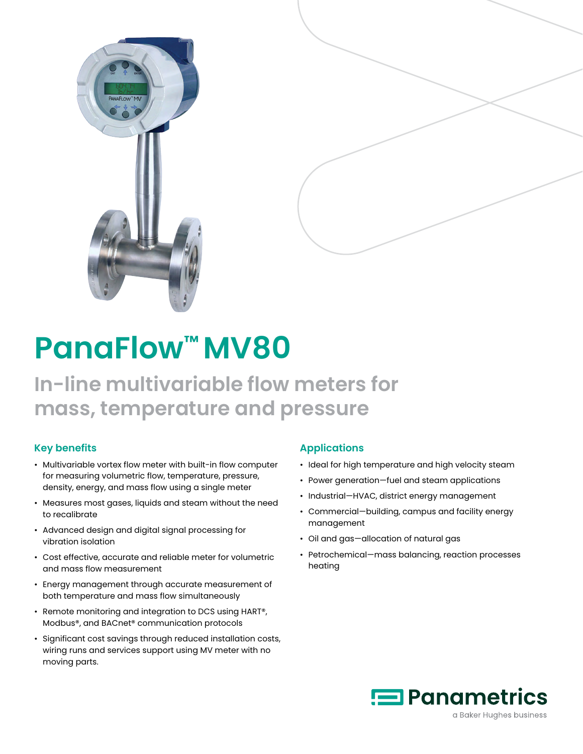# PanaFlow™ MV80

## In-line multivariable flow meters for mass, temperature and pressure

### Key benefits

- Multivariable vortex flow meter with built-in flow computer for measuring volumetric flow, temperature, pressure, density, energy, and mass flow using a single meter
- Measures most gases, liquids and steam without the need to recalibrate
- Advanced design and digital signal processing for vibration isolation
- Cost effective, accurate and reliable meter for volumetric and mass flow measurement
- Energy management through accurate measurement of both temperature and mass flow simultaneously
- Remote monitoring and integration to DCS using HART®, Modbus®, and BACnet® communication protocols
- Significant cost savings through reduced installation costs, wiring runs and services support using MV meter with no moving parts.

### Applications

- Ideal for high temperature and high velocity steam
- Power generation—fuel and steam applications
- Industrial—HVAC, district energy management
- Commercial—building, campus and facility energy management
- Oil and gas—allocation of natural gas
- Petrochemical—mass balancing, reaction processes heating

Panametrics
a Baker Hughes business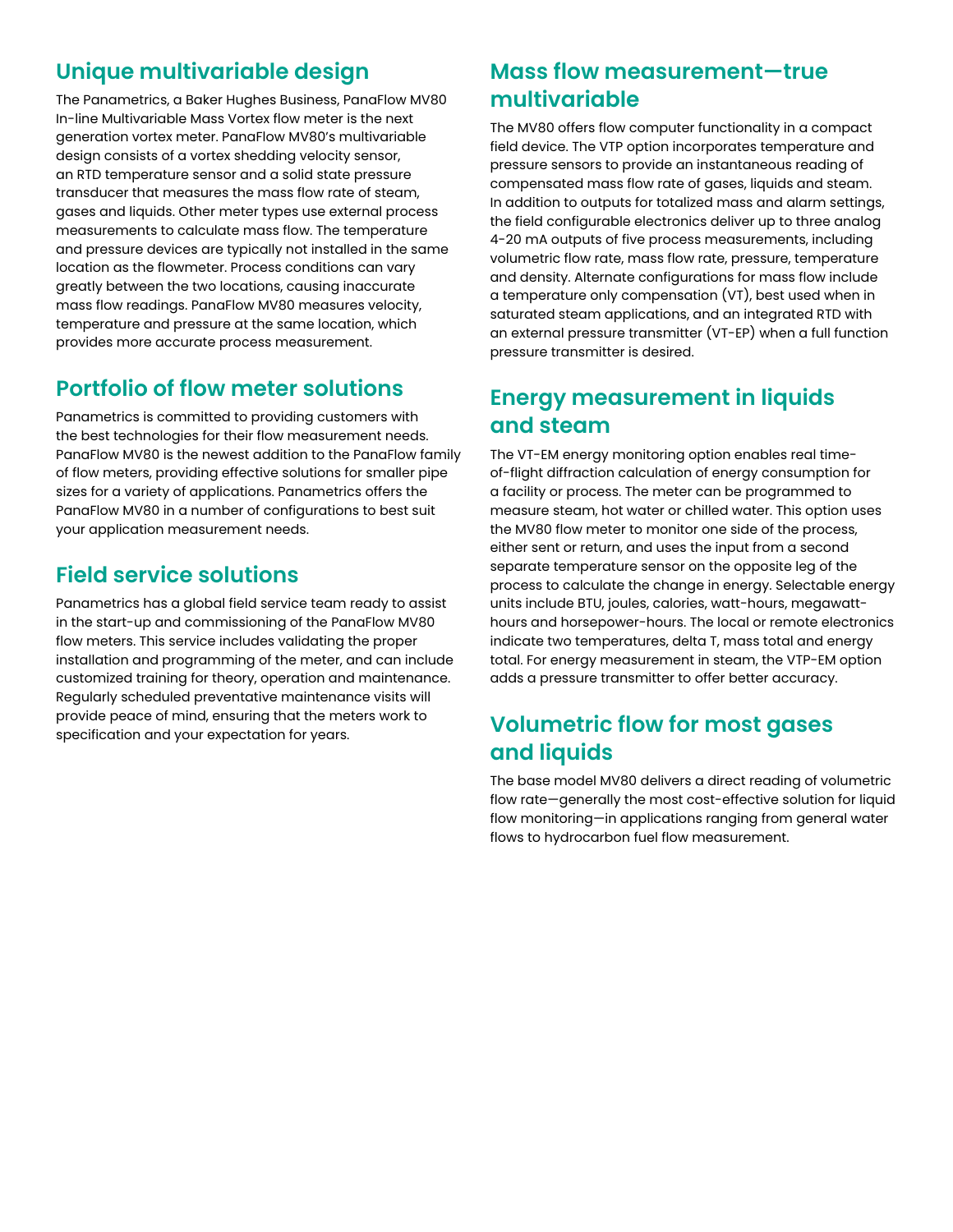## Unique multivariable design

The Panametrics, a Baker Hughes Business, PanaFlow MV80 In-line Multivariable Mass Vortex flow meter is the next generation vortex meter. PanaFlow MV80's multivariable design consists of a vortex shedding velocity sensor, an RTD temperature sensor and a solid state pressure transducer that measures the mass flow rate of steam, gases and liquids. Other meter types use external process measurements to calculate mass flow. The temperature and pressure devices are typically not installed in the same location as the flowmeter. Process conditions can vary greatly between the two locations, causing inaccurate mass flow readings. PanaFlow MV80 measures velocity, temperature and pressure at the same location, which provides more accurate process measurement.

## Portfolio of flow meter solutions

Panametrics is committed to providing customers with the best technologies for their flow measurement needs. PanaFlow MV80 is the newest addition to the PanaFlow family of flow meters, providing effective solutions for smaller pipe sizes for a variety of applications. Panametrics offers the PanaFlow MV80 in a number of configurations to best suit your application measurement needs.

## Field service solutions

Panametrics has a global field service team ready to assist in the start-up and commissioning of the PanaFlow MV80 flow meters. This service includes validating the proper installation and programming of the meter, and can include customized training for theory, operation and maintenance. Regularly scheduled preventative maintenance visits will provide peace of mind, ensuring that the meters work to specification and your expectation for years.

## Mass flow measurement—true multivariable

The MV80 offers flow computer functionality in a compact field device. The VTP option incorporates temperature and pressure sensors to provide an instantaneous reading of compensated mass flow rate of gases, liquids and steam. In addition to outputs for totalized mass and alarm settings, the field configurable electronics deliver up to three analog 4-20 mA outputs of five process measurements, including volumetric flow rate, mass flow rate, pressure, temperature and density. Alternate configurations for mass flow include a temperature only compensation (VT), best used when in saturated steam applications, and an integrated RTD with an external pressure transmitter (VT-EP) when a full function pressure transmitter is desired.

## Energy measurement in liquids and steam

The VT-EM energy monitoring option enables real time-of-flight diffraction calculation of energy consumption for a facility or process. The meter can be programmed to measure steam, hot water or chilled water. This option uses the MV80 flow meter to monitor one side of the process, either sent or return, and uses the input from a second separate temperature sensor on the opposite leg of the process to calculate the change in energy. Selectable energy units include BTU, joules, calories, watt-hours, megawatt-hours and horsepower-hours. The local or remote electronics indicate two temperatures, delta T, mass total and energy total. For energy measurement in steam, the VTP-EM option adds a pressure transmitter to offer better accuracy.

## Volumetric flow for most gases and liquids

The base model MV80 delivers a direct reading of volumetric flow rate—generally the most cost-effective solution for liquid flow monitoring—in applications ranging from general water flows to hydrocarbon fuel flow measurement.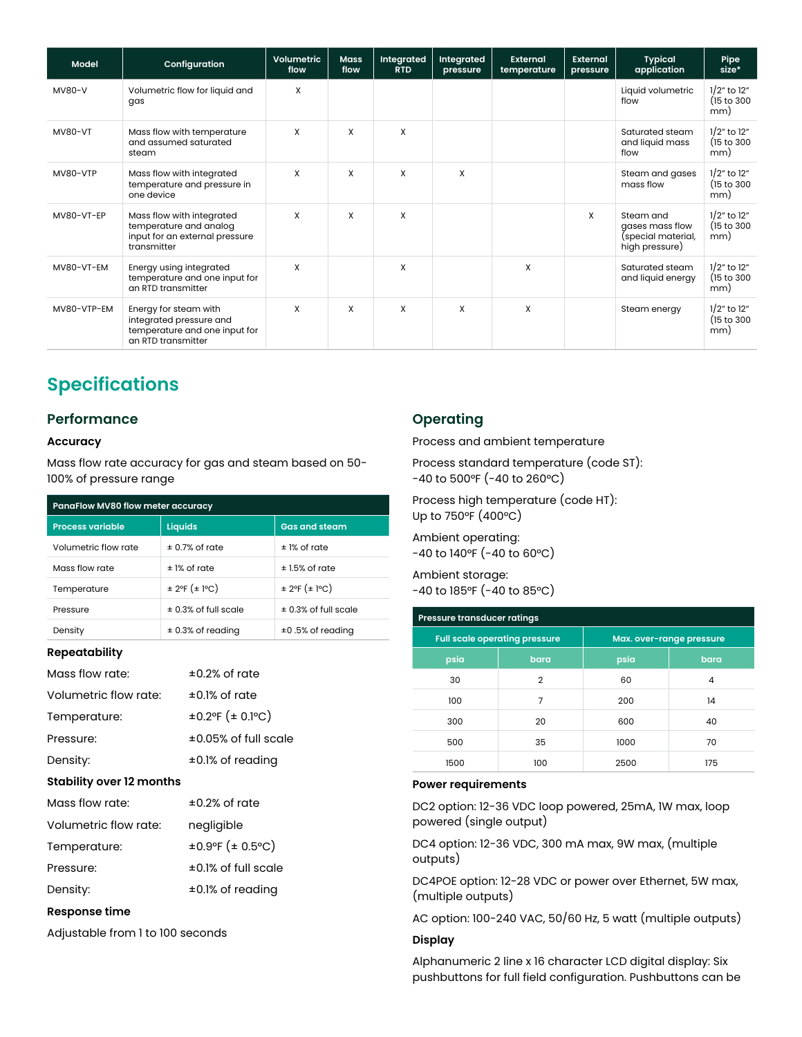| Model | Configuration | Volumetric flow | Mass flow | Integrated RTD | Integrated pressure | External temperature | External pressure | Typical application | Pipe size* |
|---|---|---|---|---|---|---|---|---|---|
| MV80-V | Volumetric flow for liquid and gas | X | | | | | | Liquid volumetric flow | 1/2" to 12" (15 to 300 mm) |
| MV80-VT | Mass flow with temperature and assumed saturated steam | X | X | X | | | | Saturated steam and liquid mass flow | 1/2" to 12" (15 to 300 mm) |
| MV80-VTP | Mass flow with integrated temperature and pressure in one device | X | X | X | X | | | Steam and gases mass flow | 1/2" to 12" (15 to 300 mm) |
| MV80-VT-EP | Mass flow with integrated temperature and analog input for an external pressure transmitter | X | X | X | | | X | Steam and gases mass flow (special material, high pressure) | 1/2" to 12" (15 to 300 mm) |
| MV80-VT-EM | Energy using integrated temperature and one input for an RTD transmitter | X | | X | | X | | Saturated steam and liquid energy | 1/2" to 12" (15 to 300 mm) |
| MV80-VTP-EM | Energy for steam with integrated pressure and temperature and one input for an RTD transmitter | X | X | X | X | X | | Steam energy | 1/2" to 12" (15 to 300 mm) |

## Specifications

### Performance

**Accuracy**

Mass flow rate accuracy for gas and steam based on 50-100% of pressure range

| PanaFlow MV80 flow meter accuracy | | |
|---|---|---|
| **Process variable** | **Liquids** | **Gas and steam** |
| Volumetric flow rate | ± 0.7% of rate | ± 1% of rate |
| Mass flow rate | ± 1% of rate | ± 1.5% of rate |
| Temperature | ± 2°F (± 1°C) | ± 2°F (± 1°C) |
| Pressure | ± 0.3% of full scale | ± 0.3% of full scale |
| Density | ± 0.3% of reading | ±0 .5% of reading |

**Repeatability**

Mass flow rate: ±0.2% of rate

Volumetric flow rate: ±0.1% of rate

Temperature: ±0.2°F (± 0.1°C)

Pressure: ±0.05% of full scale

Density: ±0.1% of reading

**Stability over 12 months**

Mass flow rate: ±0.2% of rate

Volumetric flow rate: negligible

Temperature: ±0.9°F (± 0.5°C)

Pressure: ±0.1% of full scale

Density: ±0.1% of reading

**Response time**

Adjustable from 1 to 100 seconds

### Operating

Process and ambient temperature

Process standard temperature (code ST):
-40 to 500°F (-40 to 260°C)

Process high temperature (code HT):
Up to 750°F (400°C)

Ambient operating:
-40 to 140°F (-40 to 60°C)

Ambient storage:
-40 to 185°F (-40 to 85°C)

| Pressure transducer ratings | | | |
|---|---|---|---|
| **Full scale operating pressure** | | **Max. over-range pressure** | |
| **psia** | **bara** | **psia** | **bara** |
| 30 | 2 | 60 | 4 |
| 100 | 7 | 200 | 14 |
| 300 | 20 | 600 | 40 |
| 500 | 35 | 1000 | 70 |
| 1500 | 100 | 2500 | 175 |

**Power requirements**

DC2 option: 12-36 VDC loop powered, 25mA, 1W max, loop powered (single output)

DC4 option: 12-36 VDC, 300 mA max, 9W max, (multiple outputs)

DC4POE option: 12-28 VDC or power over Ethernet, 5W max, (multiple outputs)

AC option: 100-240 VAC, 50/60 Hz, 5 watt (multiple outputs)

**Display**

Alphanumeric 2 line x 16 character LCD digital display: Six pushbuttons for full field configuration. Pushbuttons can be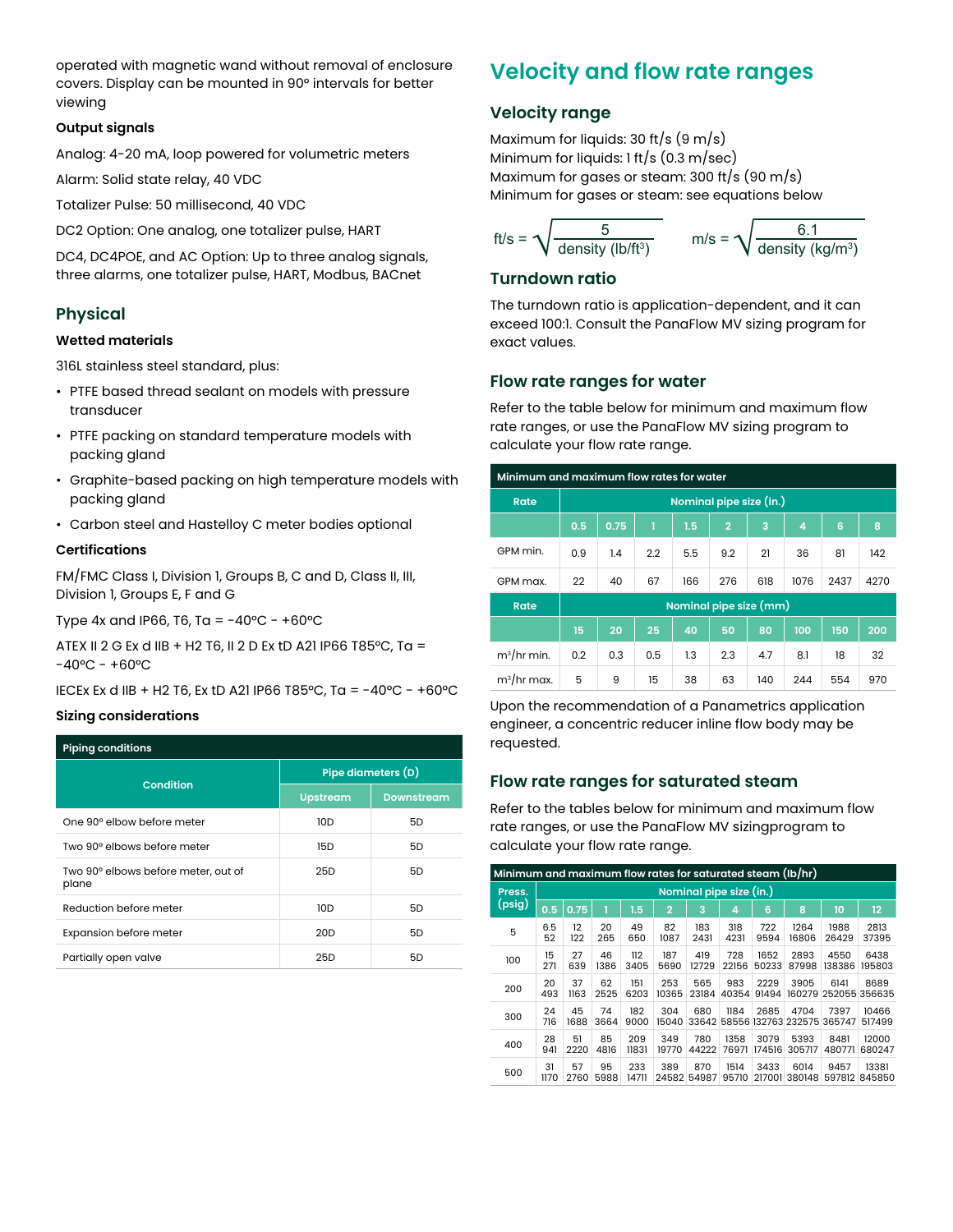operated with magnetic wand without removal of enclosure covers. Display can be mounted in 90° intervals for better viewing

### Output signals

Analog: 4-20 mA, loop powered for volumetric meters

Alarm: Solid state relay, 40 VDC

Totalizer Pulse: 50 millisecond, 40 VDC

DC2 Option: One analog, one totalizer pulse, HART

DC4, DC4POE, and AC Option: Up to three analog signals, three alarms, one totalizer pulse, HART, Modbus, BACnet

## Physical

### Wetted materials

316L stainless steel standard, plus:

- PTFE based thread sealant on models with pressure transducer
- PTFE packing on standard temperature models with packing gland
- Graphite-based packing on high temperature models with packing gland
- Carbon steel and Hastelloy C meter bodies optional

### Certifications

FM/FMC Class I, Division 1, Groups B, C and D, Class II, III, Division 1, Groups E, F and G

Type 4x and IP66, T6, Ta = -40°C - +60°C

ATEX II 2 G Ex d IIB + H2 T6, II 2 D Ex tD A21 IP66 T85°C, Ta = -40°C - +60°C

IECEx Ex d IIB + H2 T6, Ex tD A21 IP66 T85°C, Ta = -40°C - +60°C

### Sizing considerations

| Piping conditions | | |
|---|---|---|
| Condition | Pipe diameters (D) | |
| | Upstream | Downstream |
| One 90° elbow before meter | 10D | 5D |
| Two 90° elbows before meter | 15D | 5D |
| Two 90° elbows before meter, out of plane | 25D | 5D |
| Reduction before meter | 10D | 5D |
| Expansion before meter | 20D | 5D |
| Partially open valve | 25D | 5D |

## Velocity and flow rate ranges

### Velocity range

Maximum for liquids: 30 ft/s (9 m/s)
Minimum for liquids: 1 ft/s (0.3 m/sec)
Maximum for gases or steam: 300 ft/s (90 m/s)
Minimum for gases or steam: see equations below

$$\text{ft/s} = \sqrt{\frac{5}{\text{density (lb/ft}^3)}} \qquad \text{m/s} = \sqrt{\frac{6.1}{\text{density (kg/m}^3)}}$$

### Turndown ratio

The turndown ratio is application-dependent, and it can exceed 100:1. Consult the PanaFlow MV sizing program for exact values.

### Flow rate ranges for water

Refer to the table below for minimum and maximum flow rate ranges, or use the PanaFlow MV sizing program to calculate your flow rate range.

| Minimum and maximum flow rates for water | | | | | | | | | |
|---|---|---|---|---|---|---|---|---|---|
| Rate | Nominal pipe size (in.) | | | | | | | | |
| | 0.5 | 0.75 | 1 | 1.5 | 2 | 3 | 4 | 6 | 8 |
| GPM min. | 0.9 | 1.4 | 2.2 | 5.5 | 9.2 | 21 | 36 | 81 | 142 |
| GPM max. | 22 | 40 | 67 | 166 | 276 | 618 | 1076 | 2437 | 4270 |
| Rate | Nominal pipe size (mm) | | | | | | | | |
| | 15 | 20 | 25 | 40 | 50 | 80 | 100 | 150 | 200 |
| m³/hr min. | 0.2 | 0.3 | 0.5 | 1.3 | 2.3 | 4.7 | 8.1 | 18 | 32 |
| m³/hr max. | 5 | 9 | 15 | 38 | 63 | 140 | 244 | 554 | 970 |

Upon the recommendation of a Panametrics application engineer, a concentric reducer inline flow body may be requested.

### Flow rate ranges for saturated steam

Refer to the tables below for minimum and maximum flow rate ranges, or use the PanaFlow MV sizingprogram to calculate your flow rate range.

| Minimum and maximum flow rates for saturated steam (lb/hr) | | | | | | | | | | | |
|---|---|---|---|---|---|---|---|---|---|---|---|
| Press. (psig) | Nominal pipe size (in.) | | | | | | | | | | |
| | 0.5 | 0.75 | 1 | 1.5 | 2 | 3 | 4 | 6 | 8 | 10 | 12 |
| 5 | 6.5<br>52 | 12<br>122 | 20<br>265 | 49<br>650 | 82<br>1087 | 183<br>2431 | 318<br>4231 | 722<br>9594 | 1264<br>16806 | 1988<br>26429 | 2813<br>37395 |
| 100 | 15<br>271 | 27<br>639 | 46<br>1386 | 112<br>3405 | 187<br>5690 | 419<br>12729 | 728<br>22156 | 1652<br>50233 | 2893<br>87998 | 4550<br>138386 | 6438<br>195803 |
| 200 | 20<br>493 | 37<br>1163 | 62<br>2525 | 151<br>6203 | 253<br>10365 | 565<br>23184 | 983<br>40354 | 2229<br>91494 | 3905<br>160279 | 6141<br>252055 | 8689<br>356635 |
| 300 | 24<br>716 | 45<br>1688 | 74<br>3664 | 182<br>9000 | 304<br>15040 | 680<br>33642 | 1184<br>58556 | 2685<br>132763 | 4704<br>232575 | 7397<br>365747 | 10466<br>517499 |
| 400 | 28<br>941 | 51<br>2220 | 85<br>4816 | 209<br>11831 | 349<br>19770 | 780<br>44222 | 1358<br>76971 | 3079<br>174516 | 5393<br>305717 | 8481<br>480771 | 12000<br>680247 |
| 500 | 31<br>1170 | 57<br>2760 | 95<br>5988 | 233<br>14711 | 389<br>24582 | 870<br>54987 | 1514<br>95710 | 3433<br>217001 | 6014<br>380148 | 9457<br>597812 | 13381<br>845850 |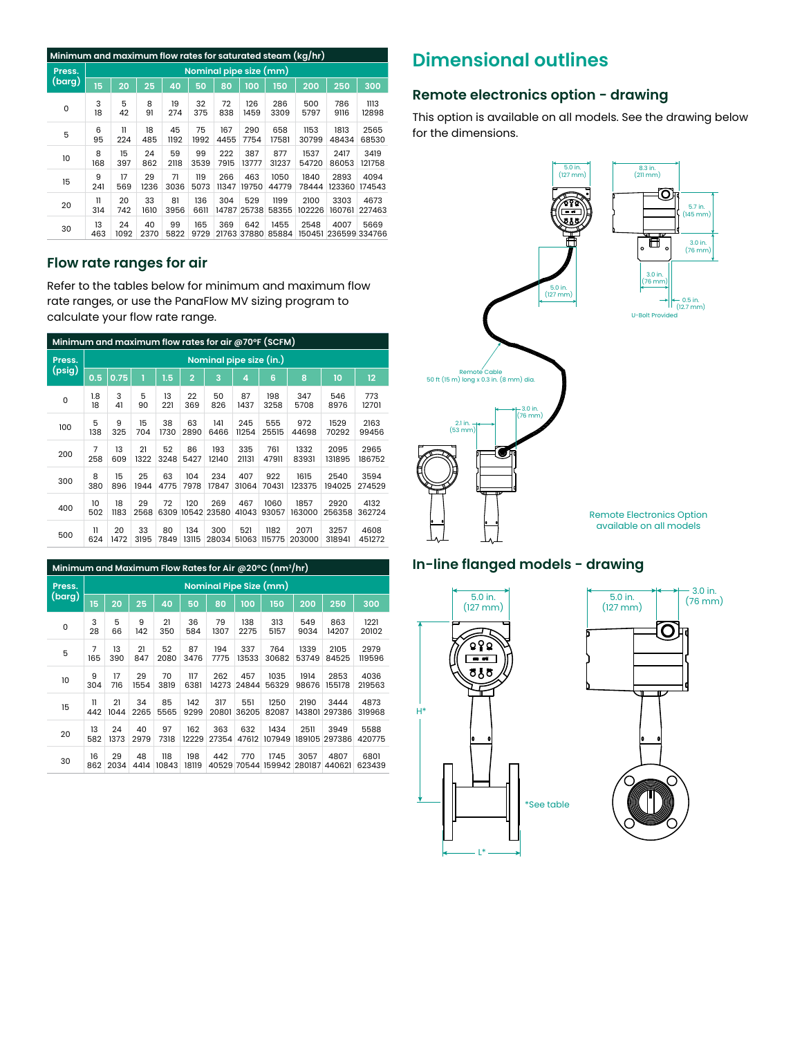| Minimum and maximum flow rates for saturated steam (kg/hr) | | | | | | | | | | | |
|---|---|---|---|---|---|---|---|---|---|---|---|
| Press. (barg) | Nominal pipe size (mm) | | | | | | | | | | |
| | 15 | 20 | 25 | 40 | 50 | 80 | 100 | 150 | 200 | 250 | 300 |
| 0 | 3<br>18 | 5<br>42 | 8<br>91 | 19<br>274 | 32<br>375 | 72<br>838 | 126<br>1459 | 286<br>3309 | 500<br>5797 | 786<br>9116 | 1113<br>12898 |
| 5 | 6<br>95 | 11<br>224 | 18<br>485 | 45<br>1192 | 75<br>1992 | 167<br>4455 | 290<br>7754 | 658<br>17581 | 1153<br>30799 | 1813<br>48434 | 2565<br>68530 |
| 10 | 8<br>168 | 15<br>397 | 24<br>862 | 59<br>2118 | 99<br>3539 | 222<br>7915 | 387<br>13777 | 877<br>31237 | 1537<br>54720 | 2417<br>86053 | 3419<br>121758 |
| 15 | 9<br>241 | 17<br>569 | 29<br>1236 | 71<br>3036 | 119<br>5073 | 266<br>11347 | 463<br>19750 | 1050<br>44779 | 1840<br>78444 | 2893<br>123360 | 4094<br>174543 |
| 20 | 11<br>314 | 20<br>742 | 33<br>1610 | 81<br>3956 | 136<br>6611 | 304<br>14787 | 529<br>25738 | 1199<br>58355 | 2100<br>102226 | 3303<br>160761 | 4673<br>227463 |
| 30 | 13<br>463 | 24<br>1092 | 40<br>2370 | 99<br>5822 | 165<br>9729 | 369<br>21763 | 642<br>37880 | 1455<br>85884 | 2548<br>150451 | 4007<br>236599 | 5669<br>334766 |

## Flow rate ranges for air

Refer to the tables below for minimum and maximum flow rate ranges, or use the PanaFlow MV sizing program to calculate your flow rate range.

| Minimum and maximum flow rates for air @70°F (SCFM) | | | | | | | | | | | |
|---|---|---|---|---|---|---|---|---|---|---|---|
| Press. (psig) | Nominal pipe size (in.) | | | | | | | | | | |
| | 0.5 | 0.75 | 1 | 1.5 | 2 | 3 | 4 | 6 | 8 | 10 | 12 |
| 0 | 1.8<br>18 | 3<br>41 | 5<br>90 | 13<br>221 | 22<br>369 | 50<br>826 | 87<br>1437 | 198<br>3258 | 347<br>5708 | 546<br>8976 | 773<br>12701 |
| 100 | 5<br>138 | 9<br>325 | 15<br>704 | 38<br>1730 | 63<br>2890 | 141<br>6466 | 245<br>11254 | 555<br>25515 | 972<br>44698 | 1529<br>70292 | 2163<br>99456 |
| 200 | 7<br>258 | 13<br>609 | 21<br>1322 | 52<br>3248 | 86<br>5427 | 193<br>12140 | 335<br>21131 | 761<br>47911 | 1332<br>83931 | 2095<br>131895 | 2965<br>186752 |
| 300 | 8<br>380 | 15<br>896 | 25<br>1944 | 63<br>4775 | 104<br>7978 | 234<br>17847 | 407<br>31064 | 922<br>70431 | 1615<br>123375 | 2540<br>194025 | 3594<br>274529 |
| 400 | 10<br>502 | 18<br>1183 | 29<br>2568 | 72<br>6309 | 120<br>10542 | 269<br>23580 | 467<br>41043 | 1060<br>93057 | 1857<br>163000 | 2920<br>256358 | 4132<br>362724 |
| 500 | 11<br>624 | 20<br>1472 | 33<br>3195 | 80<br>7849 | 134<br>13115 | 300<br>28034 | 521<br>51063 | 1182<br>115775 | 2071<br>203000 | 3257<br>318941 | 4608<br>451272 |

| Minimum and Maximum Flow Rates for Air @20°C (nm³/hr) | | | | | | | | | | | |
|---|---|---|---|---|---|---|---|---|---|---|---|
| Press. (barg) | Nominal Pipe Size (mm) | | | | | | | | | | |
| | 15 | 20 | 25 | 40 | 50 | 80 | 100 | 150 | 200 | 250 | 300 |
| 0 | 3<br>28 | 5<br>66 | 9<br>142 | 21<br>350 | 36<br>584 | 79<br>1307 | 138<br>2275 | 313<br>5157 | 549<br>9034 | 863<br>14207 | 1221<br>20102 |
| 5 | 7<br>165 | 13<br>390 | 21<br>847 | 52<br>2080 | 87<br>3476 | 194<br>7775 | 337<br>13533 | 764<br>30682 | 1339<br>53749 | 2105<br>84525 | 2979<br>119596 |
| 10 | 9<br>304 | 17<br>716 | 29<br>1554 | 70<br>3819 | 117<br>6381 | 262<br>14273 | 457<br>24844 | 1035<br>56329 | 1914<br>98676 | 2853<br>155178 | 4036<br>219563 |
| 15 | 11<br>442 | 21<br>1044 | 34<br>2265 | 85<br>5565 | 142<br>9299 | 317<br>20801 | 551<br>36205 | 1250<br>82087 | 2190<br>143801 | 3444<br>297386 | 4873<br>319968 |
| 20 | 13<br>582 | 24<br>1373 | 40<br>2979 | 97<br>7318 | 162<br>12229 | 363<br>27354 | 632<br>47612 | 1434<br>107949 | 2511<br>189105 | 3949<br>297386 | 5588<br>420775 |
| 30 | 16<br>862 | 29<br>2034 | 48<br>4414 | 118<br>10843 | 198<br>18119 | 442<br>40529 | 770<br>70544 | 1745<br>159942 | 3057<br>280187 | 4807<br>440621 | 6801<br>623439 |

# Dimensional outlines

## Remote electronics option - drawing

This option is available on all models. See the drawing below for the dimensions.

5.0 in. (127 mm)

8.3 in. (211 mm)

5.7 in. (145 mm)

3.0 in. (76 mm)

3.0 in. (76 mm)

0.5 in. (12.7 mm)

U-Bolt Provided

5.0 in. (127 mm)

Remote Cable
50 ft (15 m) long x 0.3 in. (8 mm) dia.

3.0 in. (76 mm)

2.1 in. (53 mm)

Remote Electronics Option available on all models

## In-line flanged models - drawing

5.0 in. (127 mm)

5.0 in. (127 mm)

3.0 in. (76 mm)

H*

*See table

L*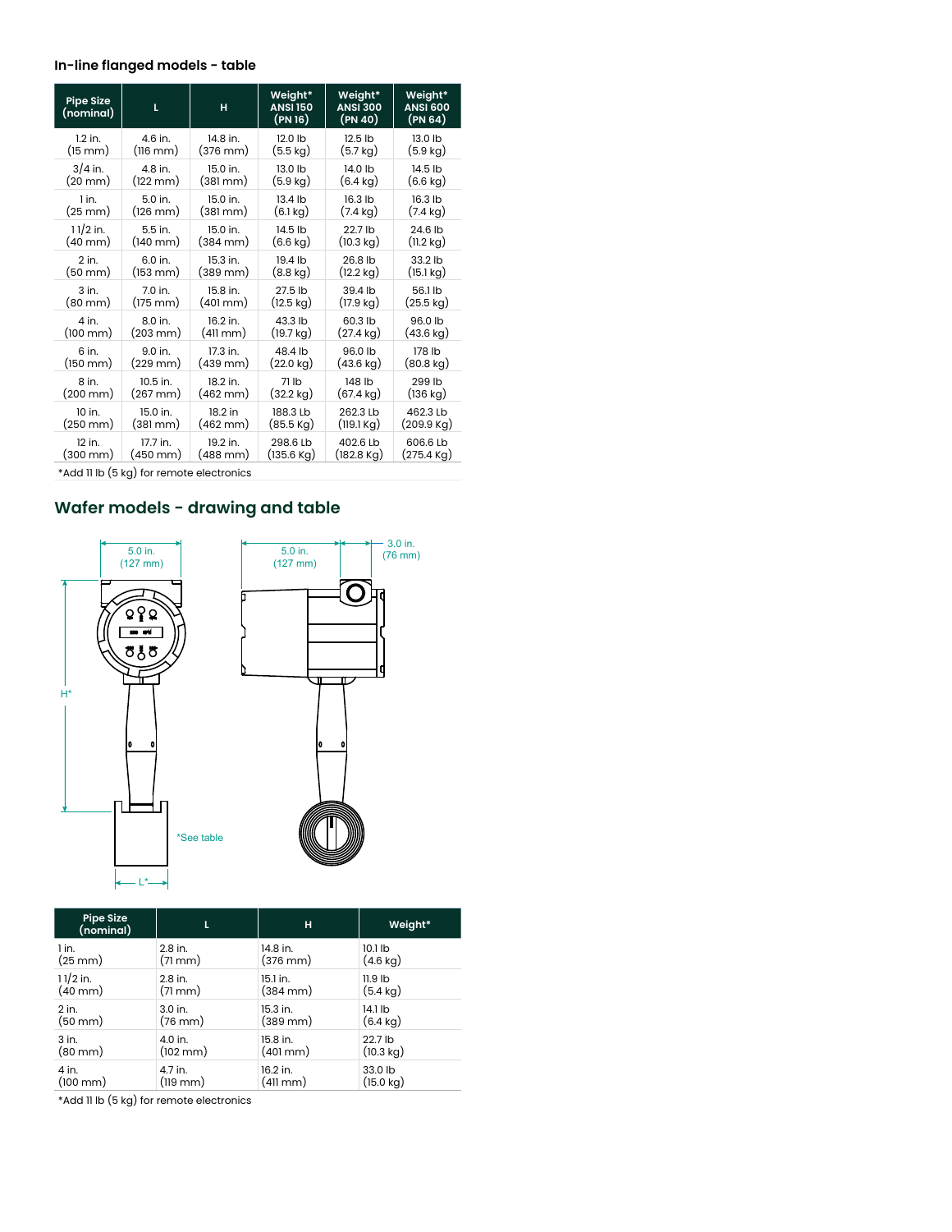### In-line flanged models - table

| Pipe Size (nominal) | L | H | Weight* ANSI 150 (PN 16) | Weight* ANSI 300 (PN 40) | Weight* ANSI 600 (PN 64) |
|---|---|---|---|---|---|
| 1.2 in. (15 mm) | 4.6 in. (116 mm) | 14.8 in. (376 mm) | 12.0 lb (5.5 kg) | 12.5 lb (5.7 kg) | 13.0 lb (5.9 kg) |
| 3/4 in. (20 mm) | 4.8 in. (122 mm) | 15.0 in. (381 mm) | 13.0 lb (5.9 kg) | 14.0 lb (6.4 kg) | 14.5 lb (6.6 kg) |
| 1 in. (25 mm) | 5.0 in. (126 mm) | 15.0 in. (381 mm) | 13.4 lb (6.1 kg) | 16.3 lb (7.4 kg) | 16.3 lb (7.4 kg) |
| 1 1/2 in. (40 mm) | 5.5 in. (140 mm) | 15.0 in. (384 mm) | 14.5 lb (6.6 kg) | 22.7 lb (10.3 kg) | 24.6 lb (11.2 kg) |
| 2 in. (50 mm) | 6.0 in. (153 mm) | 15.3 in. (389 mm) | 19.4 lb (8.8 kg) | 26.8 lb (12.2 kg) | 33.2 lb (15.1 kg) |
| 3 in. (80 mm) | 7.0 in. (175 mm) | 15.8 in. (401 mm) | 27.5 lb (12.5 kg) | 39.4 lb (17.9 kg) | 56.1 lb (25.5 kg) |
| 4 in. (100 mm) | 8.0 in. (203 mm) | 16.2 in. (411 mm) | 43.3 lb (19.7 kg) | 60.3 lb (27.4 kg) | 96.0 lb (43.6 kg) |
| 6 in. (150 mm) | 9.0 in. (229 mm) | 17.3 in. (439 mm) | 48.4 lb (22.0 kg) | 96.0 lb (43.6 kg) | 178 lb (80.8 kg) |
| 8 in. (200 mm) | 10.5 in. (267 mm) | 18.2 in. (462 mm) | 71 lb (32.2 kg) | 148 lb (67.4 kg) | 299 lb (136 kg) |
| 10 in. (250 mm) | 15.0 in. (381 mm) | 18.2 in (462 mm) | 188.3 Lb (85.5 Kg) | 262.3 Lb (119.1 Kg) | 462.3 Lb (209.9 Kg) |
| 12 in. (300 mm) | 17.7 in. (450 mm) | 19.2 in. (488 mm) | 298.6 Lb (135.6 Kg) | 402.6 Lb (182.8 Kg) | 606.6 Lb (275.4 Kg) |

*Add 11 lb (5 kg) for remote electronics

## Wafer models - drawing and table

5.0 in. (127 mm)

5.0 in. (127 mm)

3.0 in. (76 mm)

H*

*See table

L*

| Pipe Size (nominal) | L | H | Weight* |
|---|---|---|---|
| 1 in. (25 mm) | 2.8 in. (71 mm) | 14.8 in. (376 mm) | 10.1 lb (4.6 kg) |
| 1 1/2 in. (40 mm) | 2.8 in. (71 mm) | 15.1 in. (384 mm) | 11.9 lb (5.4 kg) |
| 2 in. (50 mm) | 3.0 in. (76 mm) | 15.3 in. (389 mm) | 14.1 lb (6.4 kg) |
| 3 in. (80 mm) | 4.0 in. (102 mm) | 15.8 in. (401 mm) | 22.7 lb (10.3 kg) |
| 4 in. (100 mm) | 4.7 in. (119 mm) | 16.2 in. (411 mm) | 33.0 lb (15.0 kg) |

*Add 11 lb (5 kg) for remote electronics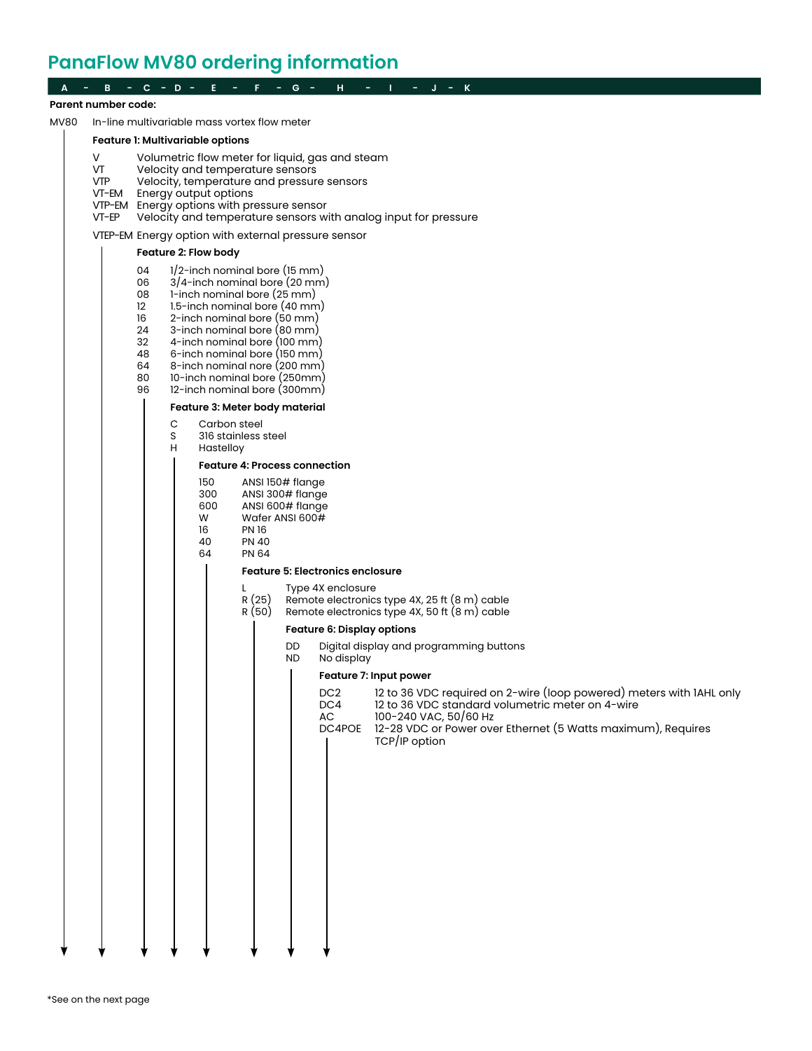## PanaFlow MV80 ordering information

**A - B - C - D - E - F - G - H - I - J - K**

**Parent number code:**

MV80 In-line multivariable mass vortex flow meter

**Feature 1: Multivariable options**

| Code | Description |
|---|---|
| V | Volumetric flow meter for liquid, gas and steam |
| VT | Velocity and temperature sensors |
| VTP | Velocity, temperature and pressure sensors |
| VT-EM | Energy output options |
| VTP-EM | Energy options with pressure sensor |
| VT-EP | Velocity and temperature sensors with analog input for pressure |
| VTEP-EM | Energy option with external pressure sensor |

**Feature 2: Flow body**

| Code | Description |
|---|---|
| 04 | 1/2-inch nominal bore (15 mm) |
| 06 | 3/4-inch nominal bore (20 mm) |
| 08 | 1-inch nominal bore (25 mm) |
| 12 | 1.5-inch nominal bore (40 mm) |
| 16 | 2-inch nominal bore (50 mm) |
| 24 | 3-inch nominal bore (80 mm) |
| 32 | 4-inch nominal bore (100 mm) |
| 48 | 6-inch nominal bore (150 mm) |
| 64 | 8-inch nominal nore (200 mm) |
| 80 | 10-inch nominal bore (250mm) |
| 96 | 12-inch nominal bore (300mm) |

**Feature 3: Meter body material**

| Code | Description |
|---|---|
| C | Carbon steel |
| S | 316 stainless steel |
| H | Hastelloy |

**Feature 4: Process connection**

| Code | Description |
|---|---|
| 150 | ANSI 150# flange |
| 300 | ANSI 300# flange |
| 600 | ANSI 600# flange |
| W | Wafer ANSI 600# |
| 16 | PN 16 |
| 40 | PN 40 |
| 64 | PN 64 |

**Feature 5: Electronics enclosure**

| Code | Description |
|---|---|
| L | Type 4X enclosure |
| R (25) | Remote electronics type 4X, 25 ft (8 m) cable |
| R (50) | Remote electronics type 4X, 50 ft (8 m) cable |

**Feature 6: Display options**

| Code | Description |
|---|---|
| DD | Digital display and programming buttons |
| ND | No display |

**Feature 7: Input power**

| Code | Description |
|---|---|
| DC2 | 12 to 36 VDC required on 2-wire (loop powered) meters with 1AHL only |
| DC4 | 12 to 36 VDC standard volumetric meter on 4-wire |
| AC | 100-240 VAC, 50/60 Hz |
| DC4POE | 12-28 VDC or Power over Ethernet (5 Watts maximum), Requires TCP/IP option |

*See on the next page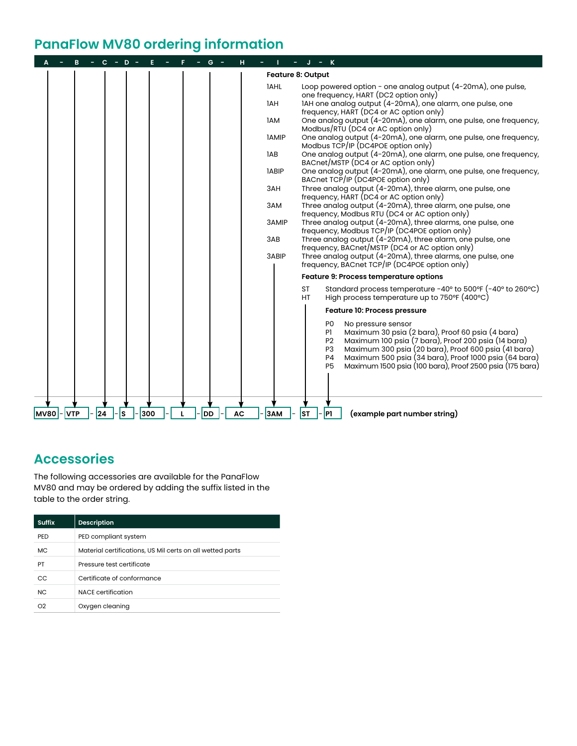## PanaFlow MV80 ordering information

A - B - C - D - E - F - G - H - I - J - K

**Feature 8: Output**

| Code | Description |
| --- | --- |
| 1AHL | Loop powered option - one analog output (4-20mA), one pulse, one frequency, HART (DC2 option only) |
| 1AH | 1AH one analog output (4-20mA), one alarm, one pulse, one frequency, HART (DC4 or AC option only) |
| 1AM | One analog output (4-20mA), one alarm, one pulse, one frequency, Modbus/RTU (DC4 or AC option only) |
| 1AMIP | One analog output (4-20mA), one alarm, one pulse, one frequency, Modbus TCP/IP (DC4POE option only) |
| 1AB | One analog output (4-20mA), one alarm, one pulse, one frequency, BACnet/MSTP (DC4 or AC option only) |
| 1ABIP | One analog output (4-20mA), one alarm, one pulse, one frequency, BACnet TCP/IP (DC4POE option only) |
| 3AH | Three analog output (4-20mA), three alarm, one pulse, one frequency, HART (DC4 or AC option only) |
| 3AM | Three analog output (4-20mA), three alarm, one pulse, one frequency, Modbus RTU (DC4 or AC option only) |
| 3AMIP | Three analog output (4-20mA), three alarms, one pulse, one frequency, Modbus TCP/IP (DC4POE option only) |
| 3AB | Three analog output (4-20mA), three alarm, one pulse, one frequency, BACnet/MSTP (DC4 or AC option only) |
| 3ABIP | Three analog output (4-20mA), three alarms, one pulse, one frequency, BACnet TCP/IP (DC4POE option only) |

**Feature 9: Process temperature options**

| Code | Description |
| --- | --- |
| ST | Standard process temperature -40° to 500°F (-40° to 260°C) |
| HT | High process temperature up to 750°F (400°C) |

**Feature 10: Process pressure**

| Code | Description |
| --- | --- |
| P0 | No pressure sensor |
| P1 | Maximum 30 psia (2 bara), Proof 60 psia (4 bara) |
| P2 | Maximum 100 psia (7 bara), Proof 200 psia (14 bara) |
| P3 | Maximum 300 psia (20 bara), Proof 600 psia (41 bara) |
| P4 | Maximum 500 psia (34 bara), Proof 1000 psia (64 bara) |
| P5 | Maximum 1500 psia (100 bara), Proof 2500 psia (175 bara) |

MV80 - VTP - 24 - S - 300 - L - DD - AC - 3AM - ST - P1 **(example part number string)**

## Accessories

The following accessories are available for the PanaFlow MV80 and may be ordered by adding the suffix listed in the table to the order string.

| Suffix | Description |
| --- | --- |
| PED | PED compliant system |
| MC | Material certifications, US Mil certs on all wetted parts |
| PT | Pressure test certificate |
| CC | Certificate of conformance |
| NC | NACE certification |
| O2 | Oxygen cleaning |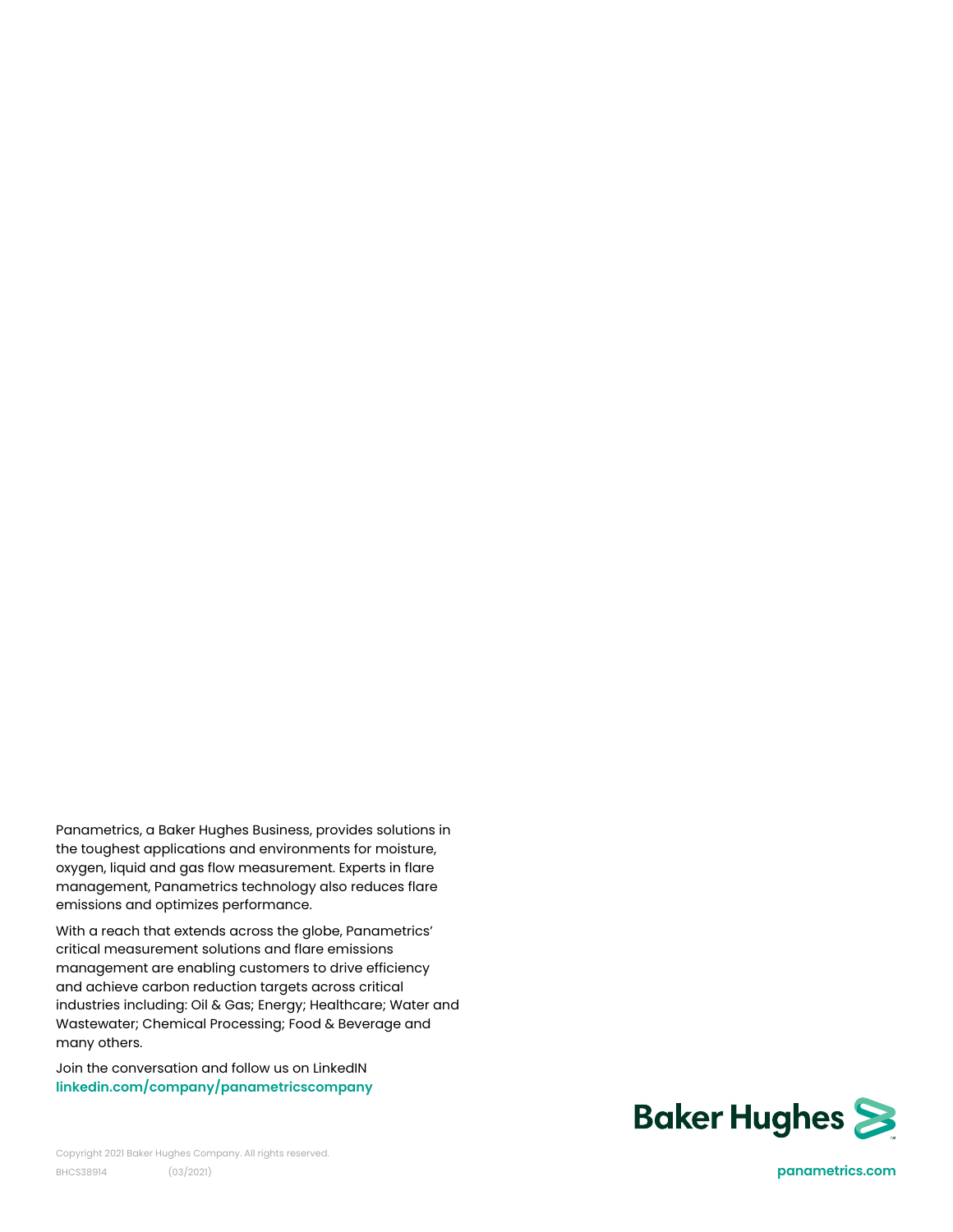Panametrics, a Baker Hughes Business, provides solutions in the toughest applications and environments for moisture, oxygen, liquid and gas flow measurement. Experts in flare management, Panametrics technology also reduces flare emissions and optimizes performance.

With a reach that extends across the globe, Panametrics' critical measurement solutions and flare emissions management are enabling customers to drive efficiency and achieve carbon reduction targets across critical industries including: Oil & Gas; Energy; Healthcare; Water and Wastewater; Chemical Processing; Food & Beverage and many others.

Join the conversation and follow us on LinkedIN
**linkedin.com/company/panametricscompany**

Baker Hughes

Copyright 2021 Baker Hughes Company. All rights reserved.

BHCS38914 (03/2021)

**panametrics.com**